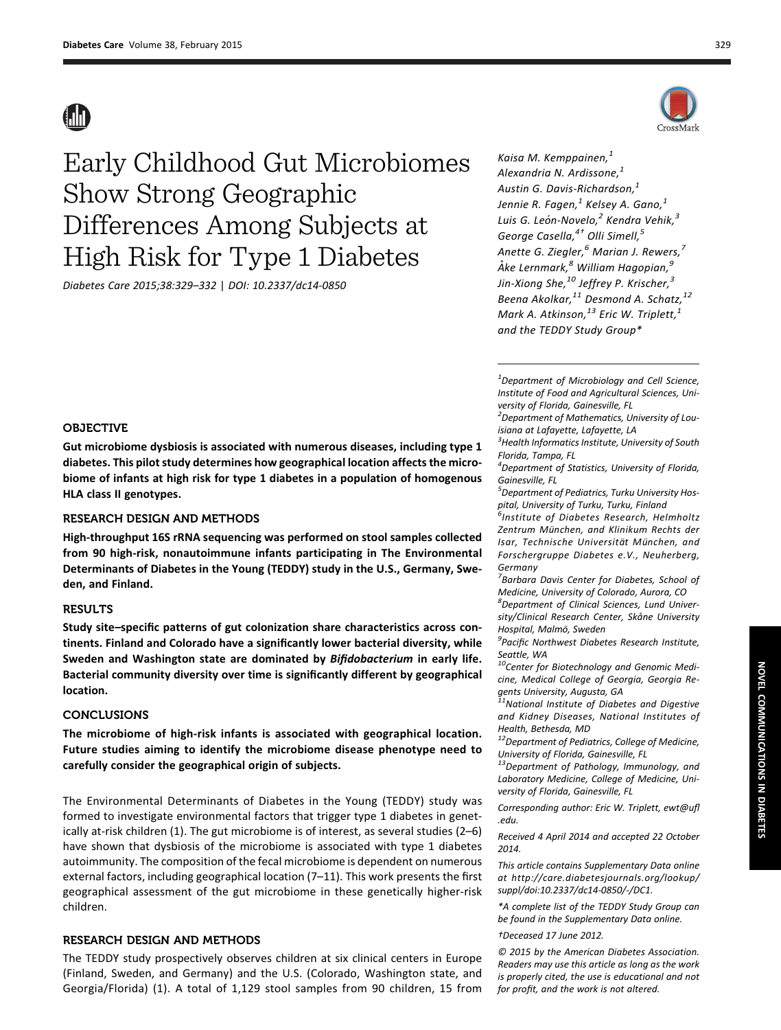# Early Childhood Gut Microbiomes Show Strong Geographic Differences Among Subjects at High Risk for Type 1 Diabetes

Diabetes Care 2015;38:329–332 | DOI: 10.2337/dc14-0850

Kaisa M. Kemppainen,[1] Alexandria N. Ardissone,[1] Austin G. Davis-Richardson,[1] Jennie R. Fagen,[1] Kelsey A. Gano,[1] Luis G. León-Novelo,[2] Kendra Vehik,[3] George Casella,[4†] Olli Simell,[5] Anette G. Ziegler,[6] Marian J. Rewers,[7] Åke Lernmark,[8] William Hagopian,[9] Jin-Xiong She,[10] Jeffrey P. Krischer,[3] Beena Akolkar,[11] Desmond A. Schatz,[12] Mark A. Atkinson,[13] Eric W. Triplett,[1] and the TEDDY Study Group*

## OBJECTIVE

**Gut microbiome dysbiosis is associated with numerous diseases, including type 1 diabetes. This pilot study determines how geographical location affects the microbiome of infants at high risk for type 1 diabetes in a population of homogenous HLA class II genotypes.**

## RESEARCH DESIGN AND METHODS

**High-throughput 16S rRNA sequencing was performed on stool samples collected from 90 high-risk, nonautoimmune infants participating in The Environmental Determinants of Diabetes in the Young (TEDDY) study in the U.S., Germany, Sweden, and Finland.**

## RESULTS

**Study site–specific patterns of gut colonization share characteristics across continents. Finland and Colorado have a significantly lower bacterial diversity, while Sweden and Washington state are dominated by *Bifidobacterium* in early life. Bacterial community diversity over time is significantly different by geographical location.**

## CONCLUSIONS

**The microbiome of high-risk infants is associated with geographical location. Future studies aiming to identify the microbiome disease phenotype need to carefully consider the geographical origin of subjects.**

The Environmental Determinants of Diabetes in the Young (TEDDY) study was formed to investigate environmental factors that trigger type 1 diabetes in genetically at-risk children (1). The gut microbiome is of interest, as several studies (2–6) have shown that dysbiosis of the microbiome is associated with type 1 diabetes autoimmunity. The composition of the fecal microbiome is dependent on numerous external factors, including geographical location (7–11). This work presents the first geographical assessment of the gut microbiome in these genetically higher-risk children.

## RESEARCH DESIGN AND METHODS

The TEDDY study prospectively observes children at six clinical centers in Europe (Finland, Sweden, and Germany) and the U.S. (Colorado, Washington state, and Georgia/Florida) (1). A total of 1,129 stool samples from 90 children, 15 from

---

[1]Department of Microbiology and Cell Science, Institute of Food and Agricultural Sciences, University of Florida, Gainesville, FL

[2]Department of Mathematics, University of Louisiana at Lafayette, Lafayette, LA

[3]Health Informatics Institute, University of South Florida, Tampa, FL

[4]Department of Statistics, University of Florida, Gainesville, FL

[5]Department of Pediatrics, Turku University Hospital, University of Turku, Turku, Finland

[6]Institute of Diabetes Research, Helmholtz Zentrum München, and Klinikum Rechts der Isar, Technische Universität München, and Forschergruppe Diabetes e.V., Neuherberg, Germany

[7]Barbara Davis Center for Diabetes, School of Medicine, University of Colorado, Aurora, CO

[8]Department of Clinical Sciences, Lund University/Clinical Research Center, Skåne University Hospital, Malmö, Sweden

[9]Pacific Northwest Diabetes Research Institute, Seattle, WA

[10]Center for Biotechnology and Genomic Medicine, Medical College of Georgia, Georgia Regents University, Augusta, GA

[11]National Institute of Diabetes and Digestive and Kidney Diseases, National Institutes of Health, Bethesda, MD

[12]Department of Pediatrics, College of Medicine, University of Florida, Gainesville, FL

[13]Department of Pathology, Immunology, and Laboratory Medicine, College of Medicine, University of Florida, Gainesville, FL

Corresponding author: Eric W. Triplett, ewt@ufl.edu.

Received 4 April 2014 and accepted 22 October 2014.

This article contains Supplementary Data online at http://care.diabetesjournals.org/lookup/suppl/doi:10.2337/dc14-0850/-/DC1.

*A complete list of the TEDDY Study Group can be found in the Supplementary Data online.

†Deceased 17 June 2012.

© 2015 by the American Diabetes Association. Readers may use this article as long as the work is properly cited, the use is educational and not for profit, and the work is not altered.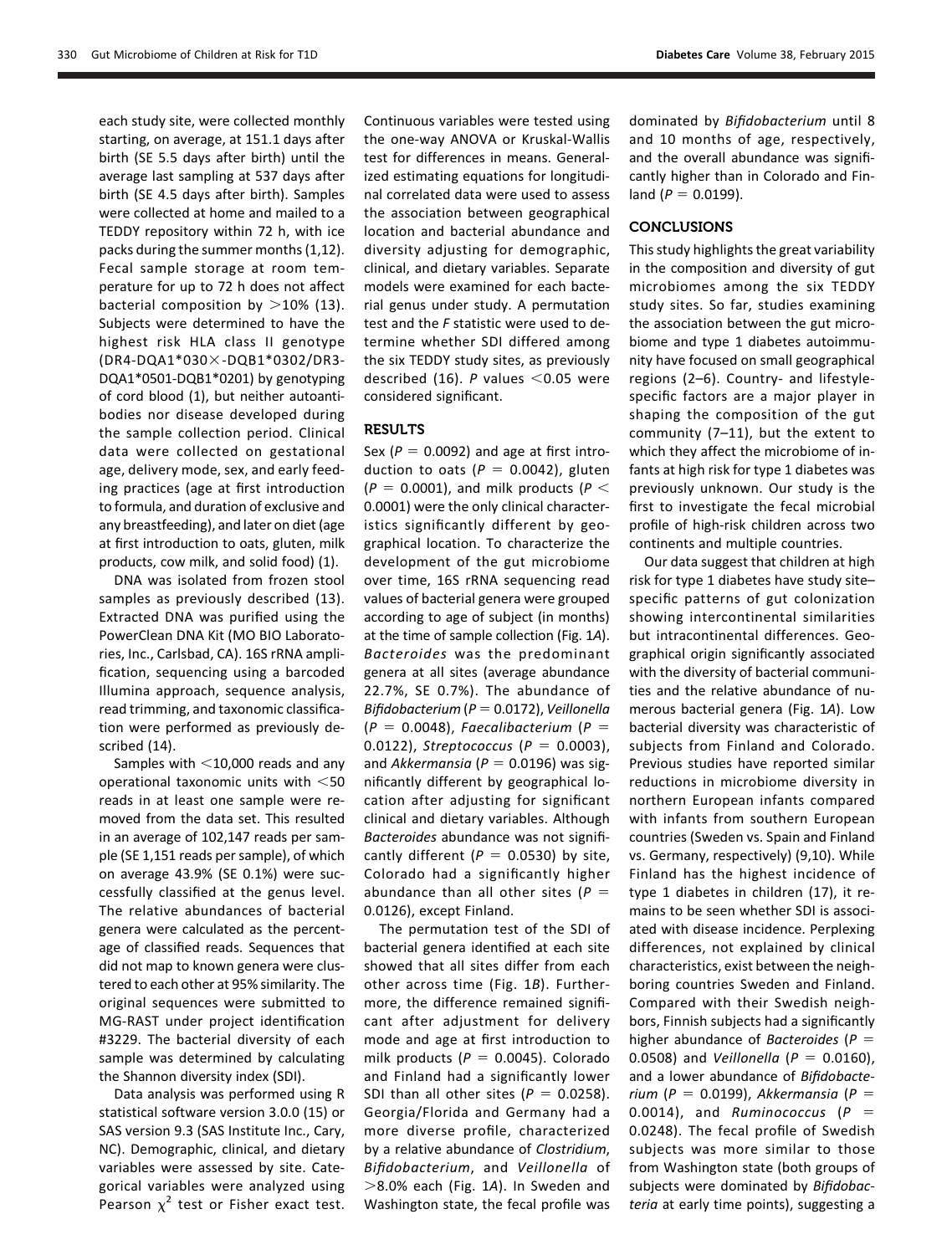each study site, were collected monthly starting, on average, at 151.1 days after birth (SE 5.5 days after birth) until the average last sampling at 537 days after birth (SE 4.5 days after birth). Samples were collected at home and mailed to a TEDDY repository within 72 h, with ice packs during the summer months (1,12). Fecal sample storage at room temperature for up to 72 h does not affect bacterial composition by >10% (13). Subjects were determined to have the highest risk HLA class II genotype (DR4-DQA1*030X-DQB1*0302/DR3-DQA1*0501-DQB1*0201) by genotyping of cord blood (1), but neither autoantibodies nor disease developed during the sample collection period. Clinical data were collected on gestational age, delivery mode, sex, and early feeding practices (age at first introduction to formula, and duration of exclusive and any breastfeeding), and later on diet (age at first introduction to oats, gluten, milk products, cow milk, and solid food) (1).

DNA was isolated from frozen stool samples as previously described (13). Extracted DNA was purified using the PowerClean DNA Kit (MO BIO Laboratories, Inc., Carlsbad, CA). 16S rRNA amplification, sequencing using a barcoded Illumina approach, sequence analysis, read trimming, and taxonomic classification were performed as previously described (14).

Samples with <10,000 reads and any operational taxonomic units with <50 reads in at least one sample were removed from the data set. This resulted in an average of 102,147 reads per sample (SE 1,151 reads per sample), of which on average 43.9% (SE 0.1%) were successfully classified at the genus level. The relative abundances of bacterial genera were calculated as the percentage of classified reads. Sequences that did not map to known genera were clustered to each other at 95% similarity. The original sequences were submitted to MG-RAST under project identification #3229. The bacterial diversity of each sample was determined by calculating the Shannon diversity index (SDI).

Data analysis was performed using R statistical software version 3.0.0 (15) or SAS version 9.3 (SAS Institute Inc., Cary, NC). Demographic, clinical, and dietary variables were assessed by site. Categorical variables were analyzed using Pearson $\chi^2$ test or Fisher exact test. Continuous variables were tested using the one-way ANOVA or Kruskal-Wallis test for differences in means. Generalized estimating equations for longitudinal correlated data were used to assess the association between geographical location and bacterial abundance and diversity adjusting for demographic, clinical, and dietary variables. Separate models were examined for each bacterial genus under study. A permutation test and the *F* statistic were used to determine whether SDI differed among the six TEDDY study sites, as previously described (16). *P* values <0.05 were considered significant.

## RESULTS

Sex ($P = 0.0092$) and age at first introduction to oats ($P = 0.0042$), gluten ($P = 0.0001$), and milk products ($P < 0.0001$) were the only clinical characteristics significantly different by geographical location. To characterize the development of the gut microbiome over time, 16S rRNA sequencing read values of bacterial genera were grouped according to age of subject (in months) at the time of sample collection (Fig. 1*A*). *Bacteroides* was the predominant genera at all sites (average abundance 22.7%, SE 0.7%). The abundance of *Bifidobacterium* ($P = 0.0172$), *Veillonella* ($P = 0.0048$), *Faecalibacterium* ($P = 0.0122$), *Streptococcus* ($P = 0.0003$), and *Akkermansia* ($P = 0.0196$) was significantly different by geographical location after adjusting for significant clinical and dietary variables. Although *Bacteroides* abundance was not significantly different ($P = 0.0530$) by site, Colorado had a significantly higher abundance than all other sites ($P = 0.0126$), except Finland.

The permutation test of the SDI of bacterial genera identified at each site showed that all sites differ from each other across time (Fig. 1*B*). Furthermore, the difference remained significant after adjustment for delivery mode and age at first introduction to milk products ($P = 0.0045$). Colorado and Finland had a significantly lower SDI than all other sites ($P = 0.0258$). Georgia/Florida and Germany had a more diverse profile, characterized by a relative abundance of *Clostridium*, *Bifidobacterium*, and *Veillonella* of >8.0% each (Fig. 1*A*). In Sweden and Washington state, the fecal profile was dominated by *Bifidobacterium* until 8 and 10 months of age, respectively, and the overall abundance was significantly higher than in Colorado and Finland ($P = 0.0199$).

## CONCLUSIONS

This study highlights the great variability in the composition and diversity of gut microbiomes among the six TEDDY study sites. So far, studies examining the association between the gut microbiome and type 1 diabetes autoimmunity have focused on small geographical regions (2–6). Country- and lifestyle-specific factors are a major player in shaping the composition of the gut community (7–11), but the extent to which they affect the microbiome of infants at high risk for type 1 diabetes was previously unknown. Our study is the first to investigate the fecal microbial profile of high-risk children across two continents and multiple countries.

Our data suggest that children at high risk for type 1 diabetes have study site–specific patterns of gut colonization showing intercontinental similarities but intracontinental differences. Geographical origin significantly associated with the diversity of bacterial communities and the relative abundance of numerous bacterial genera (Fig. 1*A*). Low bacterial diversity was characteristic of subjects from Finland and Colorado. Previous studies have reported similar reductions in microbiome diversity in northern European infants compared with infants from southern European countries (Sweden vs. Spain and Finland vs. Germany, respectively) (9,10). While Finland has the highest incidence of type 1 diabetes in children (17), it remains to be seen whether SDI is associated with disease incidence. Perplexing differences, not explained by clinical characteristics, exist between the neighboring countries Sweden and Finland. Compared with their Swedish neighbors, Finnish subjects had a significantly higher abundance of *Bacteroides* ($P = 0.0508$) and *Veillonella* ($P = 0.0160$), and a lower abundance of *Bifidobacterium* ($P = 0.0199$), *Akkermansia* ($P = 0.0014$), and *Ruminococcus* ($P = 0.0248$). The fecal profile of Swedish subjects was more similar to those from Washington state (both groups of subjects were dominated by *Bifidobacteria* at early time points), suggesting a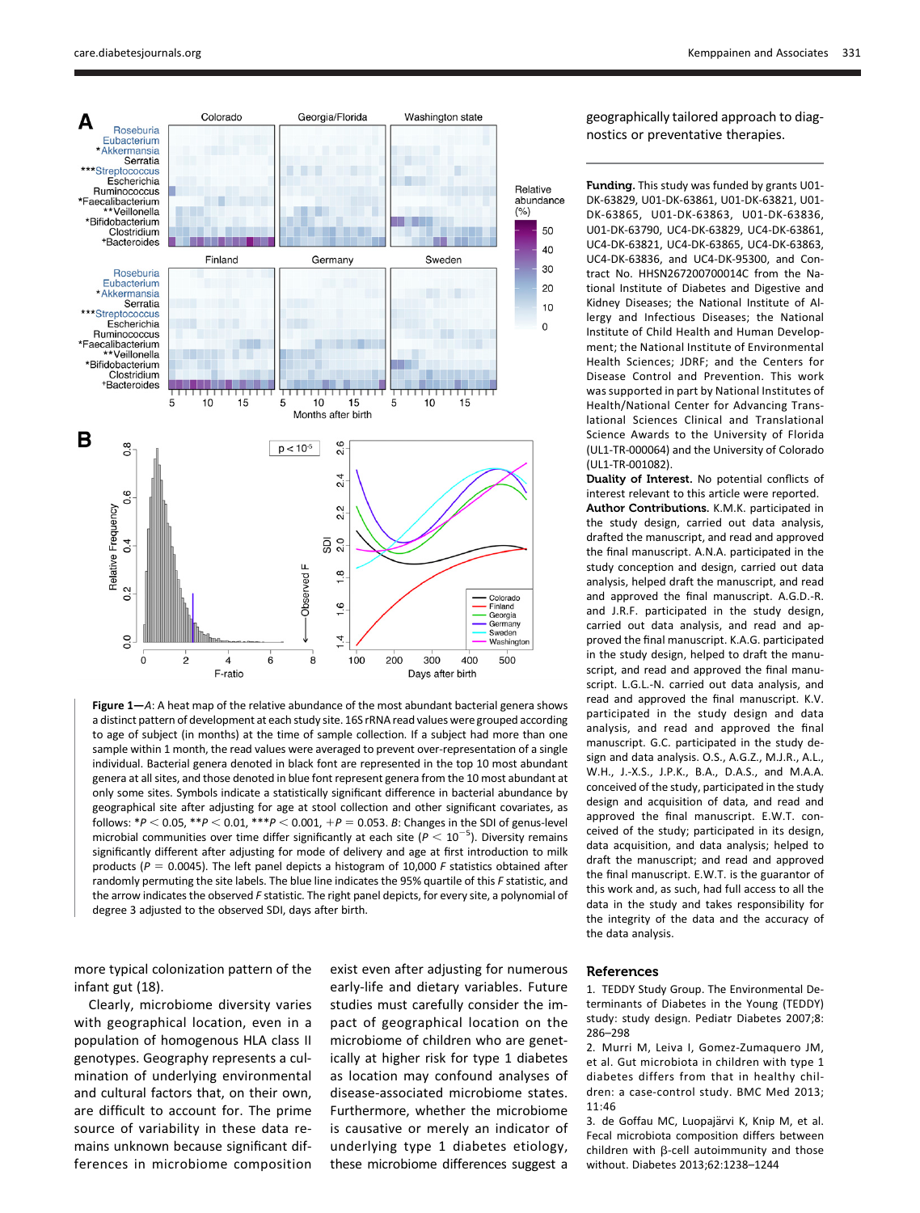A

Colorado Georgia/Florida Washington state

Roseburia
Eubacterium
*Akkermansia
Serratia
***Streptococcus
Escherichia
Ruminococcus
*Faecalibacterium
**Veillonella
*Bifidobacterium
Clostridium
*Bacteroides

Finland Germany Sweden

Relative abundance (%)
50
40
30
20
10
0

5 10 15 5 10 15 5 10 15
Months after birth

B

p < 10$^{-5}$

Relative Frequency
0.0 0.2 0.4 0.6 0.8
0 2 4 6 8
F-ratio
Observed F

SDI
1.4 1.6 1.8 2.0 2.2 2.4 2.6
100 200 300 400 500
Days after birth

Colorado
Finland
Georgia
Germany
Sweden
Washington

**Figure 1**—*A*: A heat map of the relative abundance of the most abundant bacterial genera shows a distinct pattern of development at each study site. 16S rRNA read values were grouped according to age of subject (in months) at the time of sample collection. If a subject had more than one sample within 1 month, the read values were averaged to prevent over-representation of a single individual. Bacterial genera denoted in black font are represented in the top 10 most abundant genera at all sites, and those denoted in blue font represent genera from the 10 most abundant at only some sites. Symbols indicate a statistically significant difference in bacterial abundance by geographical site after adjusting for age at stool collection and other significant covariates, as follows: *$P < 0.05$, **$P < 0.01$, ***$P < 0.001$, +$P = 0.053$. *B*: Changes in the SDI of genus-level microbial communities over time differ significantly at each site ($P < 10^{-5}$). Diversity remains significantly different after adjusting for mode of delivery and age at first introduction to milk products ($P = 0.0045$). The left panel depicts a histogram of 10,000 *F* statistics obtained after randomly permuting the site labels. The blue line indicates the 95% quartile of this *F* statistic, and the arrow indicates the observed *F* statistic. The right panel depicts, for every site, a polynomial of degree 3 adjusted to the observed SDI, days after birth.

more typical colonization pattern of the infant gut (18).

Clearly, microbiome diversity varies with geographical location, even in a population of homogenous HLA class II genotypes. Geography represents a culmination of underlying environmental and cultural factors that, on their own, are difficult to account for. The prime source of variability in these data remains unknown because significant differences in microbiome composition exist even after adjusting for numerous early-life and dietary variables. Future studies must carefully consider the impact of geographical location on the microbiome of children who are genetically at higher risk for type 1 diabetes as location may confound analyses of disease-associated microbiome states. Furthermore, whether the microbiome is causative or merely an indicator of underlying type 1 diabetes etiology, these microbiome differences suggest a geographically tailored approach to diagnostics or preventative therapies.

**Funding.** This study was funded by grants U01-DK-63829, U01-DK-63861, U01-DK-63821, U01-DK-63865, U01-DK-63863, U01-DK-63836, U01-DK-63790, UC4-DK-63829, UC4-DK-63861, UC4-DK-63821, UC4-DK-63865, UC4-DK-63863, UC4-DK-63836, and UC4-DK-95300, and Contract No. HHSN267200700014C from the National Institute of Diabetes and Digestive and Kidney Diseases; the National Institute of Allergy and Infectious Diseases; the National Institute of Child Health and Human Development; the National Institute of Environmental Health Sciences; JDRF; and the Centers for Disease Control and Prevention. This work was supported in part by National Institutes of Health/National Center for Advancing Translational Sciences Clinical and Translational Science Awards to the University of Florida (UL1-TR-000064) and the University of Colorado (UL1-TR-001082).

**Duality of Interest.** No potential conflicts of interest relevant to this article were reported.

**Author Contributions.** K.M.K. participated in the study design, carried out data analysis, drafted the manuscript, and read and approved the final manuscript. A.N.A. participated in the study conception and design, carried out data analysis, helped draft the manuscript, and read and approved the final manuscript. A.G.D.-R. and J.R.F. participated in the study design, carried out data analysis, and read and approved the final manuscript. K.A.G. participated in the study design, helped to draft the manuscript, and read and approved the final manuscript. L.G.L.-N. carried out data analysis, and read and approved the final manuscript. K.V. participated in the study design and data analysis, and read and approved the final manuscript. G.C. participated in the study design and data analysis. O.S., A.G.Z., M.J.R., A.L., W.H., J.-X.S., J.P.K., B.A., D.A.S., and M.A.A. conceived of the study, participated in the study design and acquisition of data, and read and approved the final manuscript. E.W.T. conceived of the study; participated in its design, data acquisition, and data analysis; helped to draft the manuscript; and read and approved the final manuscript. E.W.T. is the guarantor of this work and, as such, had full access to all the data in the study and takes responsibility for the integrity of the data and the accuracy of the data analysis.

## References

1. TEDDY Study Group. The Environmental Determinants of Diabetes in the Young (TEDDY) study: study design. Pediatr Diabetes 2007;8: 286–298
2. Murri M, Leiva I, Gomez-Zumaquero JM, et al. Gut microbiota in children with type 1 diabetes differs from that in healthy children: a case-control study. BMC Med 2013; 11:46
3. de Goffau MC, Luopajärvi K, Knip M, et al. Fecal microbiota composition differs between children with β-cell autoimmunity and those without. Diabetes 2013;62:1238–1244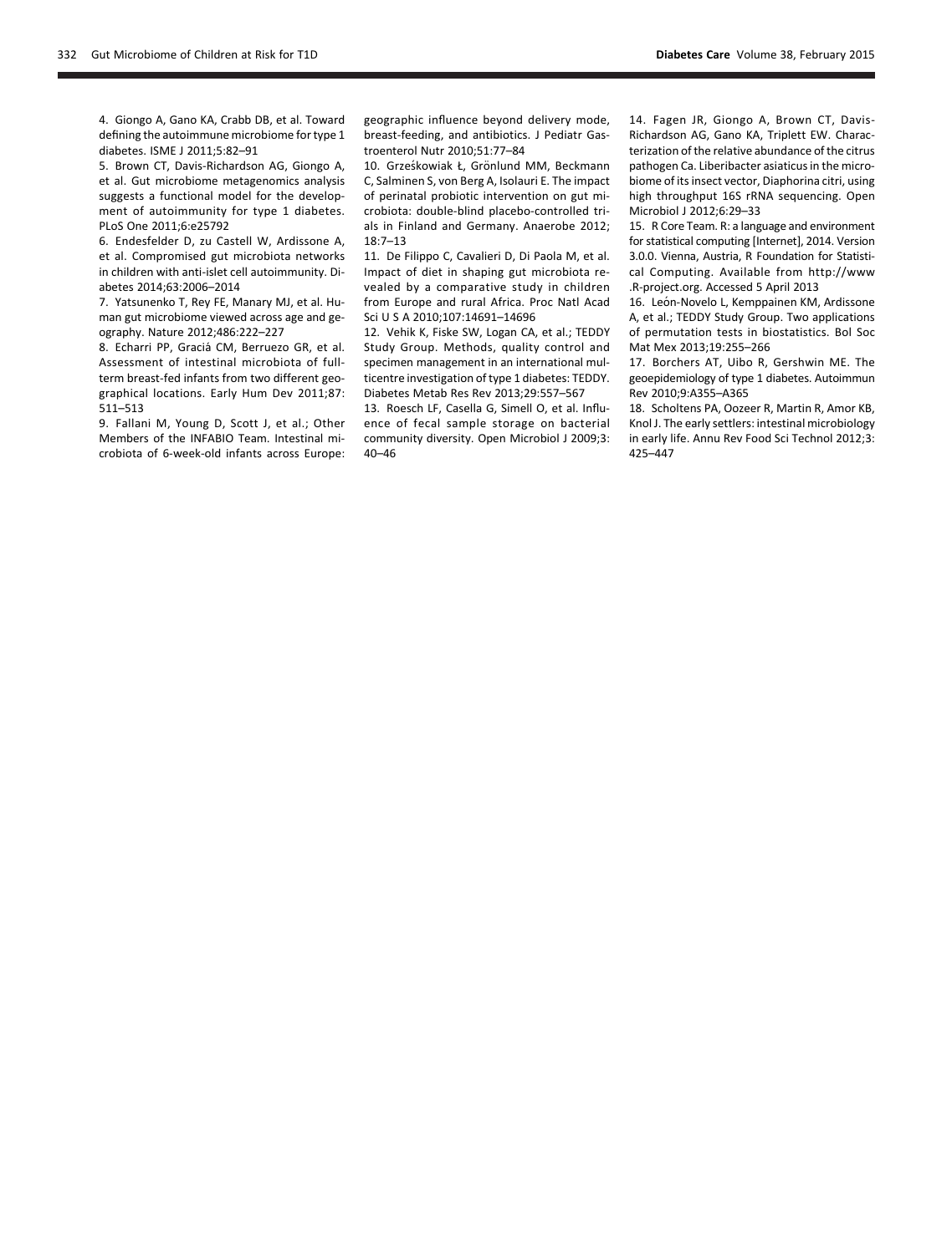4. Giongo A, Gano KA, Crabb DB, et al. Toward defining the autoimmune microbiome for type 1 diabetes. ISME J 2011;5:82–91

5. Brown CT, Davis-Richardson AG, Giongo A, et al. Gut microbiome metagenomics analysis suggests a functional model for the development of autoimmunity for type 1 diabetes. PLoS One 2011;6:e25792

6. Endesfelder D, zu Castell W, Ardissone A, et al. Compromised gut microbiota networks in children with anti-islet cell autoimmunity. Diabetes 2014;63:2006–2014

7. Yatsunenko T, Rey FE, Manary MJ, et al. Human gut microbiome viewed across age and geography. Nature 2012;486:222–227

8. Echarri PP, Graciá CM, Berruezo GR, et al. Assessment of intestinal microbiota of full-term breast-fed infants from two different geographical locations. Early Hum Dev 2011;87:511–513

9. Fallani M, Young D, Scott J, et al.; Other Members of the INFABIO Team. Intestinal microbiota of 6-week-old infants across Europe: geographic influence beyond delivery mode, breast-feeding, and antibiotics. J Pediatr Gastroenterol Nutr 2010;51:77–84

10. Grześkowiak Ł, Grönlund MM, Beckmann C, Salminen S, von Berg A, Isolauri E. The impact of perinatal probiotic intervention on gut microbiota: double-blind placebo-controlled trials in Finland and Germany. Anaerobe 2012;18:7–13

11. De Filippo C, Cavalieri D, Di Paola M, et al. Impact of diet in shaping gut microbiota revealed by a comparative study in children from Europe and rural Africa. Proc Natl Acad Sci U S A 2010;107:14691–14696

12. Vehik K, Fiske SW, Logan CA, et al.; TEDDY Study Group. Methods, quality control and specimen management in an international multicentre investigation of type 1 diabetes: TEDDY. Diabetes Metab Res Rev 2013;29:557–567

13. Roesch LF, Casella G, Simell O, et al. Influence of fecal sample storage on bacterial community diversity. Open Microbiol J 2009;3:40–46

14. Fagen JR, Giongo A, Brown CT, Davis-Richardson AG, Gano KA, Triplett EW. Characterization of the relative abundance of the citrus pathogen Ca. Liberibacter asiaticus in the microbiome of its insect vector, Diaphorina citri, using high throughput 16S rRNA sequencing. Open Microbiol J 2012;6:29–33

15. R Core Team. R: a language and environment for statistical computing [Internet], 2014. Version 3.0.0. Vienna, Austria, R Foundation for Statistical Computing. Available from http://www.R-project.org. Accessed 5 April 2013

16. León-Novelo L, Kemppainen KM, Ardissone A, et al.; TEDDY Study Group. Two applications of permutation tests in biostatistics. Bol Soc Mat Mex 2013;19:255–266

17. Borchers AT, Uibo R, Gershwin ME. The geoepidemiology of type 1 diabetes. Autoimmun Rev 2010;9:A355–A365

18. Scholtens PA, Oozeer R, Martin R, Amor KB, Knol J. The early settlers: intestinal microbiology in early life. Annu Rev Food Sci Technol 2012;3:425–447